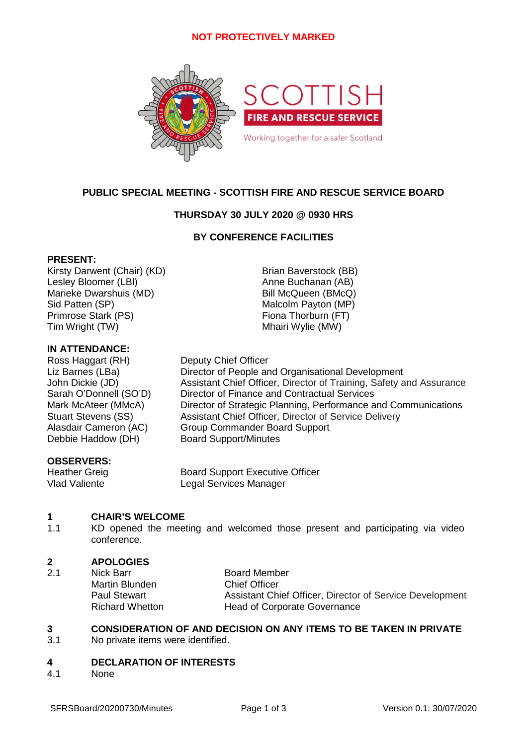NOT PROTECTIVELY MARKED

SCOTTISH
FIRE AND RESCUE SERVICE
Working together for a safer Scotland

# PUBLIC SPECIAL MEETING - SCOTTISH FIRE AND RESCUE SERVICE BOARD

## THURSDAY 30 JULY 2020 @ 0930 HRS

## BY CONFERENCE FACILITIES

**PRESENT:**

Kirsty Darwent (Chair) (KD)
Lesley Bloomer (LBl)
Marieke Dwarshuis (MD)
Sid Patten (SP)
Primrose Stark (PS)
Tim Wright (TW)
Brian Baverstock (BB)
Anne Buchanan (AB)
Bill McQueen (BMcQ)
Malcolm Payton (MP)
Fiona Thorburn (FT)
Mhairi Wylie (MW)

**IN ATTENDANCE:**

| | |
|---|---|
| Ross Haggart (RH) | Deputy Chief Officer |
| Liz Barnes (LBa) | Director of People and Organisational Development |
| John Dickie (JD) | Assistant Chief Officer, Director of Training, Safety and Assurance |
| Sarah O'Donnell (SO'D) | Director of Finance and Contractual Services |
| Mark McAteer (MMcA) | Director of Strategic Planning, Performance and Communications |
| Stuart Stevens (SS) | Assistant Chief Officer, Director of Service Delivery |
| Alasdair Cameron (AC) | Group Commander Board Support |
| Debbie Haddow (DH) | Board Support/Minutes |

**OBSERVERS:**

| | |
|---|---|
| Heather Greig | Board Support Executive Officer |
| Vlad Valiente | Legal Services Manager |

**1 CHAIR'S WELCOME**

1.1 KD opened the meeting and welcomed those present and participating via video conference.

**2 APOLOGIES**

2.1

| | |
|---|---|
| Nick Barr | Board Member |
| Martin Blunden | Chief Officer |
| Paul Stewart | Assistant Chief Officer, Director of Service Development |
| Richard Whetton | Head of Corporate Governance |

**3 CONSIDERATION OF AND DECISION ON ANY ITEMS TO BE TAKEN IN PRIVATE**

3.1 No private items were identified.

**4 DECLARATION OF INTERESTS**

4.1 None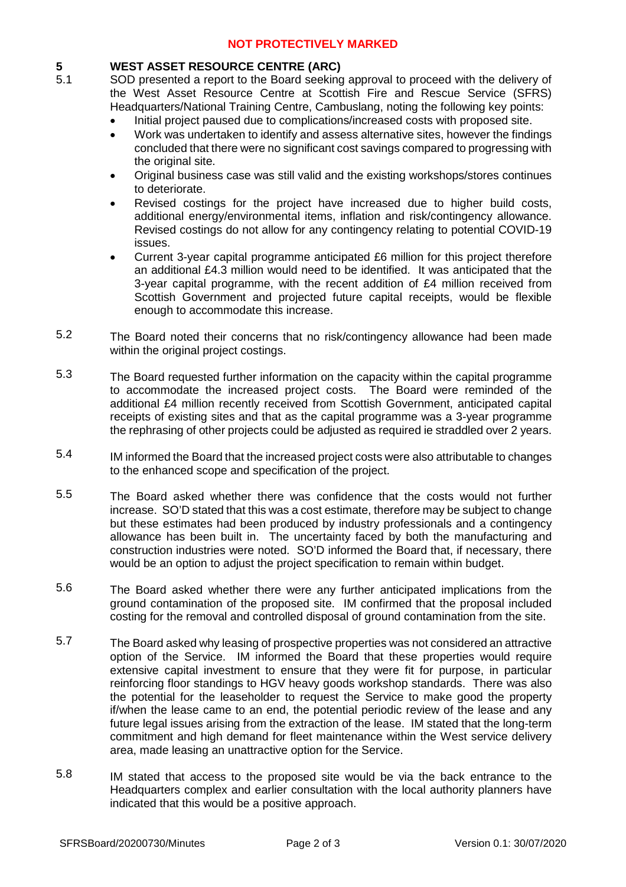## 5 WEST ASSET RESOURCE CENTRE (ARC)

5.1 SOD presented a report to the Board seeking approval to proceed with the delivery of the West Asset Resource Centre at Scottish Fire and Rescue Service (SFRS) Headquarters/National Training Centre, Cambuslang, noting the following key points:

- Initial project paused due to complications/increased costs with proposed site.
- Work was undertaken to identify and assess alternative sites, however the findings concluded that there were no significant cost savings compared to progressing with the original site.
- Original business case was still valid and the existing workshops/stores continues to deteriorate.
- Revised costings for the project have increased due to higher build costs, additional energy/environmental items, inflation and risk/contingency allowance. Revised costings do not allow for any contingency relating to potential COVID-19 issues.
- Current 3-year capital programme anticipated £6 million for this project therefore an additional £4.3 million would need to be identified. It was anticipated that the 3-year capital programme, with the recent addition of £4 million received from Scottish Government and projected future capital receipts, would be flexible enough to accommodate this increase.

5.2 The Board noted their concerns that no risk/contingency allowance had been made within the original project costings.

5.3 The Board requested further information on the capacity within the capital programme to accommodate the increased project costs. The Board were reminded of the additional £4 million recently received from Scottish Government, anticipated capital receipts of existing sites and that as the capital programme was a 3-year programme the rephrasing of other projects could be adjusted as required ie straddled over 2 years.

5.4 IM informed the Board that the increased project costs were also attributable to changes to the enhanced scope and specification of the project.

5.5 The Board asked whether there was confidence that the costs would not further increase. SO'D stated that this was a cost estimate, therefore may be subject to change but these estimates had been produced by industry professionals and a contingency allowance has been built in. The uncertainty faced by both the manufacturing and construction industries were noted. SO'D informed the Board that, if necessary, there would be an option to adjust the project specification to remain within budget.

5.6 The Board asked whether there were any further anticipated implications from the ground contamination of the proposed site. IM confirmed that the proposal included costing for the removal and controlled disposal of ground contamination from the site.

5.7 The Board asked why leasing of prospective properties was not considered an attractive option of the Service. IM informed the Board that these properties would require extensive capital investment to ensure that they were fit for purpose, in particular reinforcing floor standings to HGV heavy goods workshop standards. There was also the potential for the leaseholder to request the Service to make good the property if/when the lease came to an end, the potential periodic review of the lease and any future legal issues arising from the extraction of the lease. IM stated that the long-term commitment and high demand for fleet maintenance within the West service delivery area, made leasing an unattractive option for the Service.

5.8 IM stated that access to the proposed site would be via the back entrance to the Headquarters complex and earlier consultation with the local authority planners have indicated that this would be a positive approach.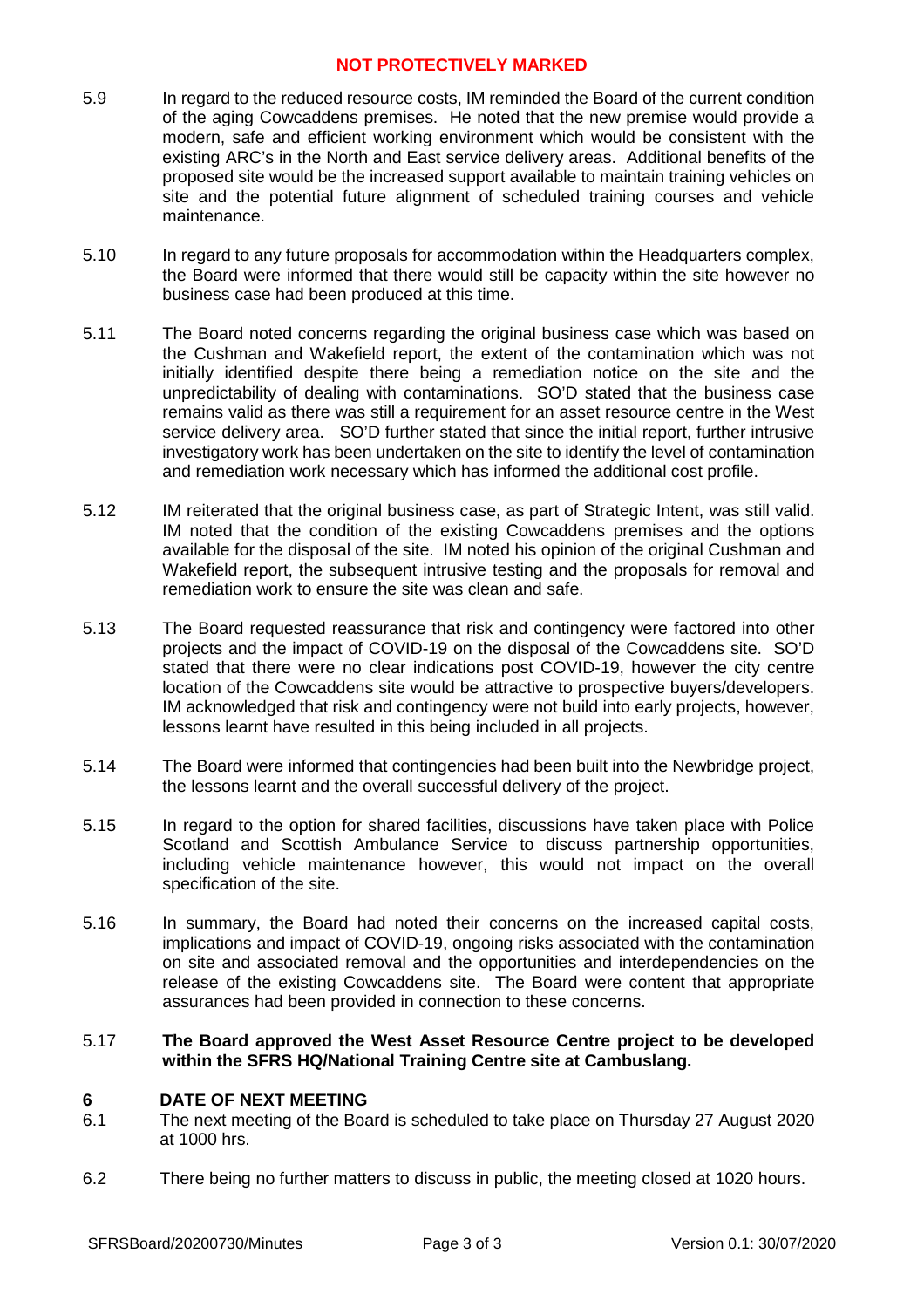5.9 In regard to the reduced resource costs, IM reminded the Board of the current condition of the aging Cowcaddens premises. He noted that the new premise would provide a modern, safe and efficient working environment which would be consistent with the existing ARC's in the North and East service delivery areas. Additional benefits of the proposed site would be the increased support available to maintain training vehicles on site and the potential future alignment of scheduled training courses and vehicle maintenance.

5.10 In regard to any future proposals for accommodation within the Headquarters complex, the Board were informed that there would still be capacity within the site however no business case had been produced at this time.

5.11 The Board noted concerns regarding the original business case which was based on the Cushman and Wakefield report, the extent of the contamination which was not initially identified despite there being a remediation notice on the site and the unpredictability of dealing with contaminations. SO'D stated that the business case remains valid as there was still a requirement for an asset resource centre in the West service delivery area. SO'D further stated that since the initial report, further intrusive investigatory work has been undertaken on the site to identify the level of contamination and remediation work necessary which has informed the additional cost profile.

5.12 IM reiterated that the original business case, as part of Strategic Intent, was still valid. IM noted that the condition of the existing Cowcaddens premises and the options available for the disposal of the site. IM noted his opinion of the original Cushman and Wakefield report, the subsequent intrusive testing and the proposals for removal and remediation work to ensure the site was clean and safe.

5.13 The Board requested reassurance that risk and contingency were factored into other projects and the impact of COVID-19 on the disposal of the Cowcaddens site. SO'D stated that there were no clear indications post COVID-19, however the city centre location of the Cowcaddens site would be attractive to prospective buyers/developers. IM acknowledged that risk and contingency were not build into early projects, however, lessons learnt have resulted in this being included in all projects.

5.14 The Board were informed that contingencies had been built into the Newbridge project, the lessons learnt and the overall successful delivery of the project.

5.15 In regard to the option for shared facilities, discussions have taken place with Police Scotland and Scottish Ambulance Service to discuss partnership opportunities, including vehicle maintenance however, this would not impact on the overall specification of the site.

5.16 In summary, the Board had noted their concerns on the increased capital costs, implications and impact of COVID-19, ongoing risks associated with the contamination on site and associated removal and the opportunities and interdependencies on the release of the existing Cowcaddens site. The Board were content that appropriate assurances had been provided in connection to these concerns.

5.17 **The Board approved the West Asset Resource Centre project to be developed within the SFRS HQ/National Training Centre site at Cambuslang.**

## 6 DATE OF NEXT MEETING

6.1 The next meeting of the Board is scheduled to take place on Thursday 27 August 2020 at 1000 hrs.

6.2 There being no further matters to discuss in public, the meeting closed at 1020 hours.